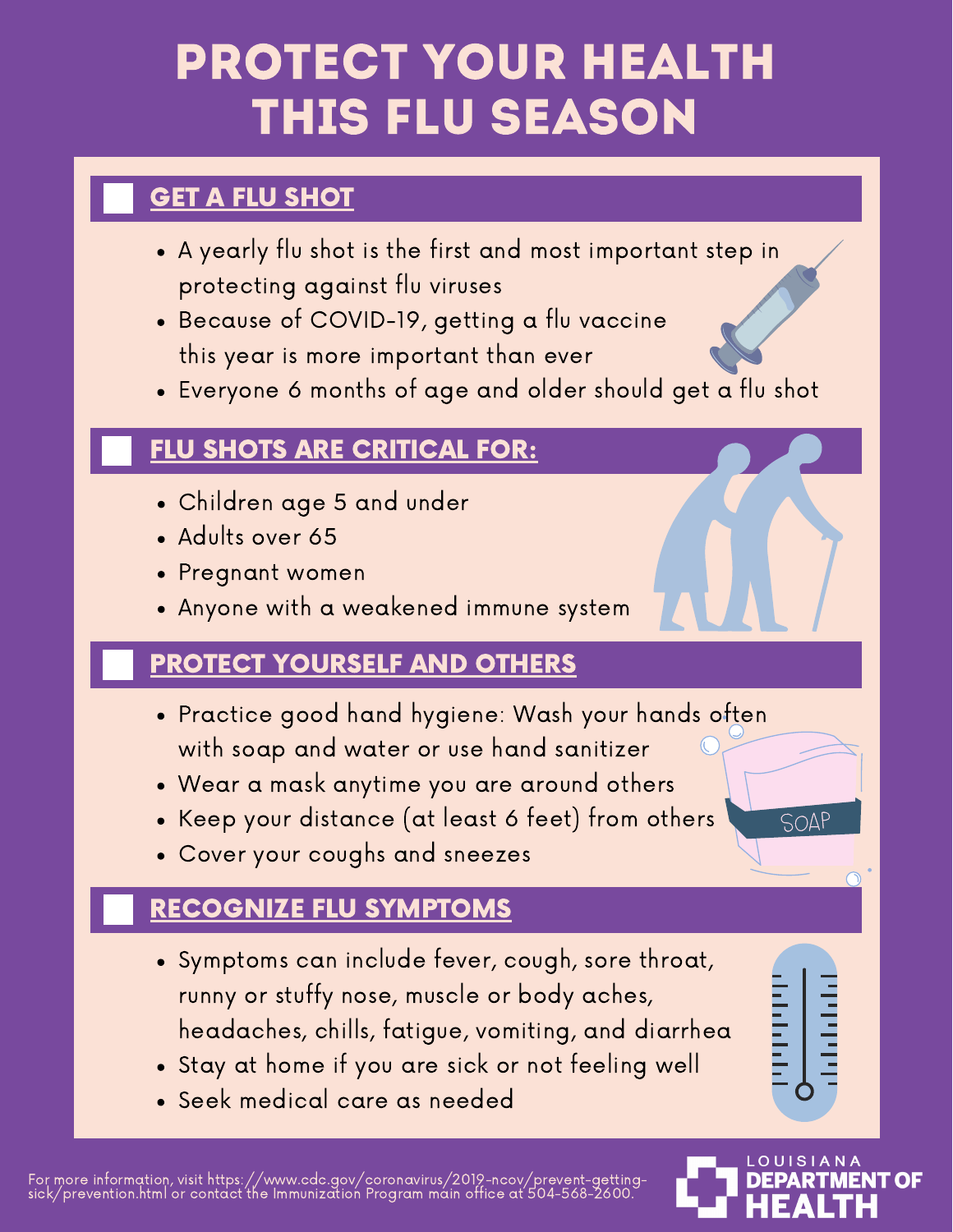# PROTECT YOUR HEALTH THIS FLU SEASON

## GET A FLU SHOT

- A yearly flu shot is the first and most important step in protecting against flu viruses
- Because of COVID-19, getting a flu vaccine this year is more important than ever
- Everyone 6 months of age and older should get a flu shot

## FLU SHOTS ARE CRITICAL FOR:

- Children age 5 and under
- Adults over 65
- Pregnant women
- Anyone with a weakened immune system

## PROTECT YOURSELF AND OTHERS

- Practice good hand hygiene: Wash your hands often with soap and water or use hand sanitizer
- Wear a mask anytime you are around others
- Keep your distance (at least 6 feet) from others
- Cover your coughs and sneezes

## RECOGNIZE FLU SYMPTOMS

- Symptoms can include fever, cough, sore throat, runny or stuffy nose, muscle or body aches, headaches, chills, fatigue, vomiting, and diarrhea
- Stay at home if you are sick or not feeling well
- Seek medical care as needed

For more information, visit https://www.cdc.gov/coronavirus/2019-ncov/prevent-getting-sick/prevention.html or contact the Immunization Program main office at 504-568-2600.

LOUISIANA DEPARTMENT OF HEALTH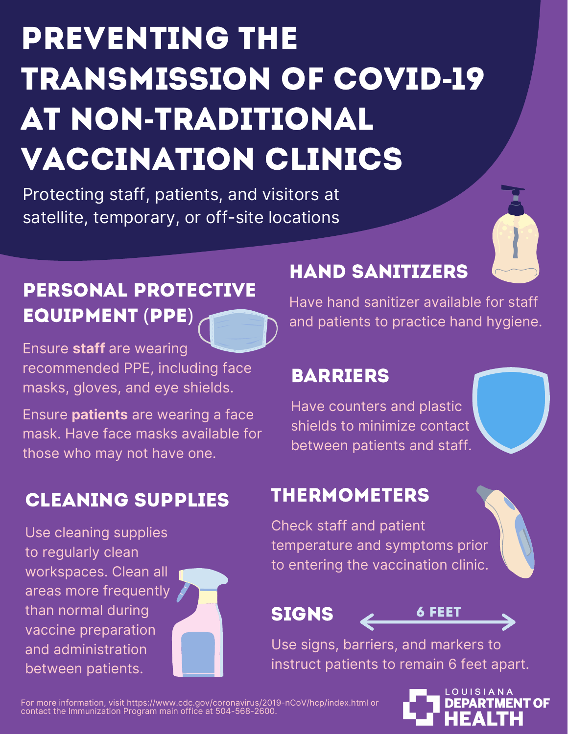# PREVENTING THE TRANSMISSION OF COVID-19 AT NON-TRADITIONAL VACCINATION CLINICS

Protecting staff, patients, and visitors at satellite, temporary, or off-site locations

## PERSONAL PROTECTIVE EQUIPMENT (PPE)

Ensure **staff** are wearing recommended PPE, including face masks, gloves, and eye shields.

Ensure **patients** are wearing a face mask. Have face masks available for those who may not have one.

## HAND SANITIZERS

Have hand sanitizer available for staff and patients to practice hand hygiene.

## BARRIERS

Have counters and plastic shields to minimize contact between patients and staff.

## CLEANING SUPPLIES

Use cleaning supplies to regularly clean workspaces. Clean all areas more frequently than normal during vaccine preparation and administration between patients.

## THERMOMETERS

Check staff and patient temperature and symptoms prior to entering the vaccination clinic.

## SIGNS

6 FEET

Use signs, barriers, and markers to instruct patients to remain 6 feet apart.

For more information, visit https://www.cdc.gov/coronavirus/2019-nCoV/hcp/index.html or contact the Immunization Program main office at 504-568-2600.

LOUISIANA DEPARTMENT OF HEALTH